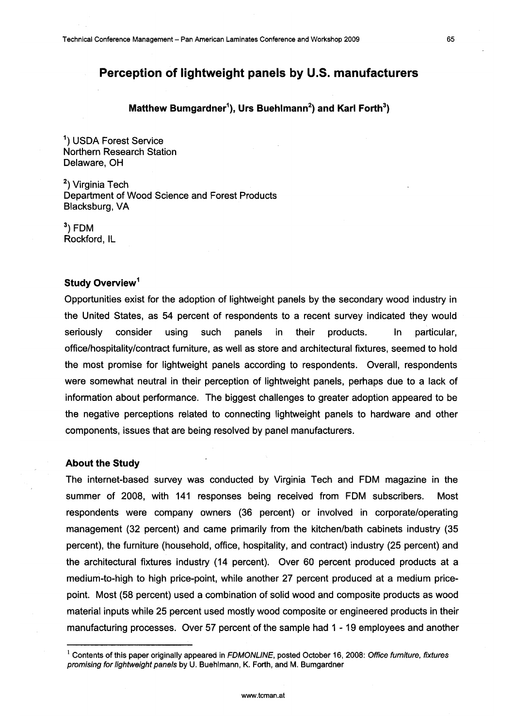# Perception of lightweight panels by U.S. manufacturers

**Matthew Bumgardner[1]), Urs Buehlmann[2]) and Karl Forth[3])**

[1]) USDA Forest Service
Northern Research Station
Delaware, OH

[2]) Virginia Tech
Department of Wood Science and Forest Products
Blacksburg, VA

[3]) FDM
Rockford, IL

### Study Overview[1]

Opportunities exist for the adoption of lightweight panels by the secondary wood industry in the United States, as 54 percent of respondents to a recent survey indicated they would seriously consider using such panels in their products. In particular, office/hospitality/contract furniture, as well as store and architectural fixtures, seemed to hold the most promise for lightweight panels according to respondents. Overall, respondents were somewhat neutral in their perception of lightweight panels, perhaps due to a lack of information about performance. The biggest challenges to greater adoption appeared to be the negative perceptions related to connecting lightweight panels to hardware and other components, issues that are being resolved by panel manufacturers.

### About the Study

The internet-based survey was conducted by Virginia Tech and FDM magazine in the summer of 2008, with 141 responses being received from FDM subscribers. Most respondents were company owners (36 percent) or involved in corporate/operating management (32 percent) and came primarily from the kitchen/bath cabinets industry (35 percent), the furniture (household, office, hospitality, and contract) industry (25 percent) and the architectural fixtures industry (14 percent). Over 60 percent produced products at a medium-to-high to high price-point, while another 27 percent produced at a medium price-point. Most (58 percent) used a combination of solid wood and composite products as wood material inputs while 25 percent used mostly wood composite or engineered products in their manufacturing processes. Over 57 percent of the sample had 1 - 19 employees and another

[1] Contents of this paper originally appeared in *FDMONLINE*, posted October 16, 2008: *Office furniture, fixtures promising for lightweight panels* by U. Buehlmann, K. Forth, and M. Bumgardner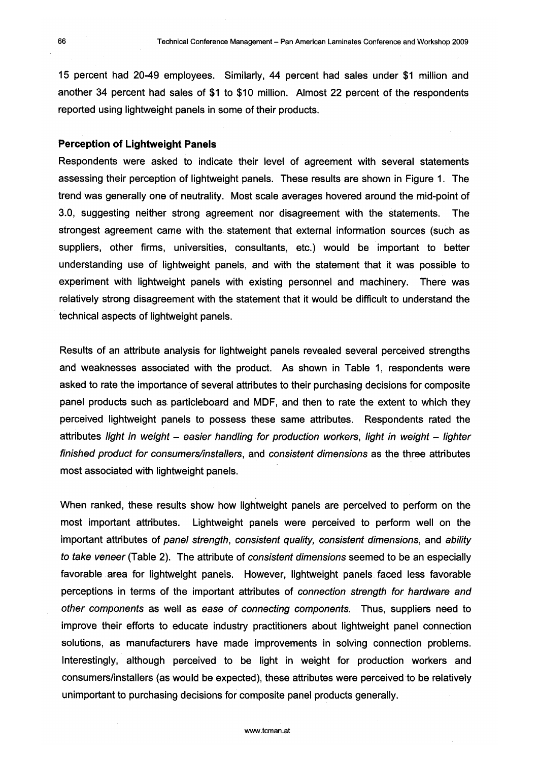15 percent had 20-49 employees. Similarly, 44 percent had sales under $1 million and another 34 percent had sales of $1 to $10 million. Almost 22 percent of the respondents reported using lightweight panels in some of their products.

### Perception of Lightweight Panels

Respondents were asked to indicate their level of agreement with several statements assessing their perception of lightweight panels. These results are shown in Figure 1. The trend was generally one of neutrality. Most scale averages hovered around the mid-point of 3.0, suggesting neither strong agreement nor disagreement with the statements. The strongest agreement came with the statement that external information sources (such as suppliers, other firms, universities, consultants, etc.) would be important to better understanding use of lightweight panels, and with the statement that it was possible to experiment with lightweight panels with existing personnel and machinery. There was relatively strong disagreement with the statement that it would be difficult to understand the technical aspects of lightweight panels.

Results of an attribute analysis for lightweight panels revealed several perceived strengths and weaknesses associated with the product. As shown in Table 1, respondents were asked to rate the importance of several attributes to their purchasing decisions for composite panel products such as particleboard and MDF, and then to rate the extent to which they perceived lightweight panels to possess these same attributes. Respondents rated the attributes *light in weight – easier handling for production workers*, *light in weight – lighter finished product for consumers/installers*, and *consistent dimensions* as the three attributes most associated with lightweight panels.

When ranked, these results show how lightweight panels are perceived to perform on the most important attributes. Lightweight panels were perceived to perform well on the important attributes of *panel strength*, *consistent quality*, *consistent dimensions*, and *ability to take veneer* (Table 2). The attribute of *consistent dimensions* seemed to be an especially favorable area for lightweight panels. However, lightweight panels faced less favorable perceptions in terms of the important attributes of *connection strength for hardware and other components* as well as *ease of connecting components*. Thus, suppliers need to improve their efforts to educate industry practitioners about lightweight panel connection solutions, as manufacturers have made improvements in solving connection problems. Interestingly, although perceived to be light in weight for production workers and consumers/installers (as would be expected), these attributes were perceived to be relatively unimportant to purchasing decisions for composite panel products generally.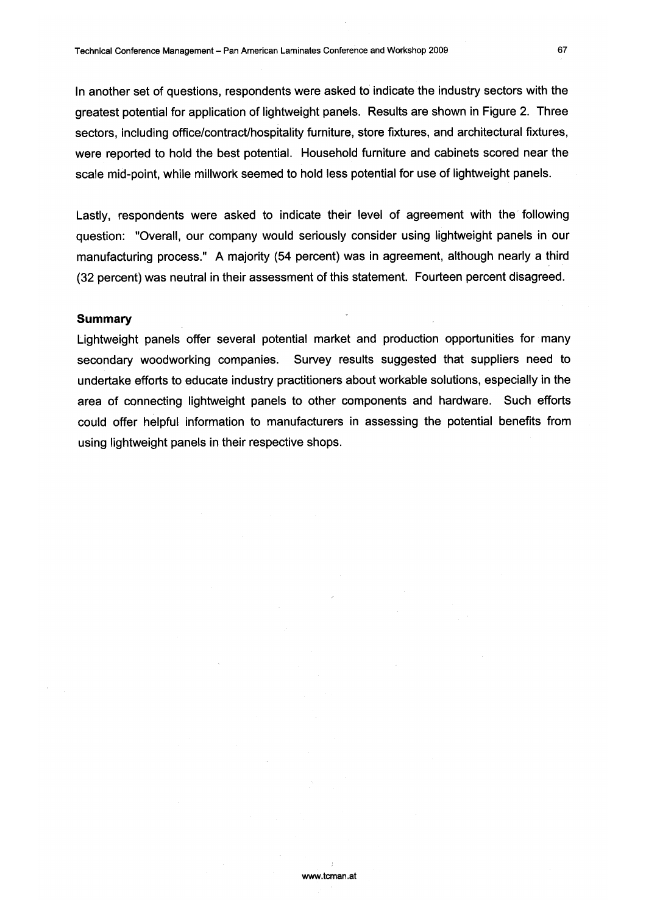In another set of questions, respondents were asked to indicate the industry sectors with the greatest potential for application of lightweight panels. Results are shown in Figure 2. Three sectors, including office/contract/hospitality furniture, store fixtures, and architectural fixtures, were reported to hold the best potential. Household furniture and cabinets scored near the scale mid-point, while millwork seemed to hold less potential for use of lightweight panels.

Lastly, respondents were asked to indicate their level of agreement with the following question: "Overall, our company would seriously consider using lightweight panels in our manufacturing process." A majority (54 percent) was in agreement, although nearly a third (32 percent) was neutral in their assessment of this statement. Fourteen percent disagreed.

## Summary

Lightweight panels offer several potential market and production opportunities for many secondary woodworking companies. Survey results suggested that suppliers need to undertake efforts to educate industry practitioners about workable solutions, especially in the area of connecting lightweight panels to other components and hardware. Such efforts could offer helpful information to manufacturers in assessing the potential benefits from using lightweight panels in their respective shops.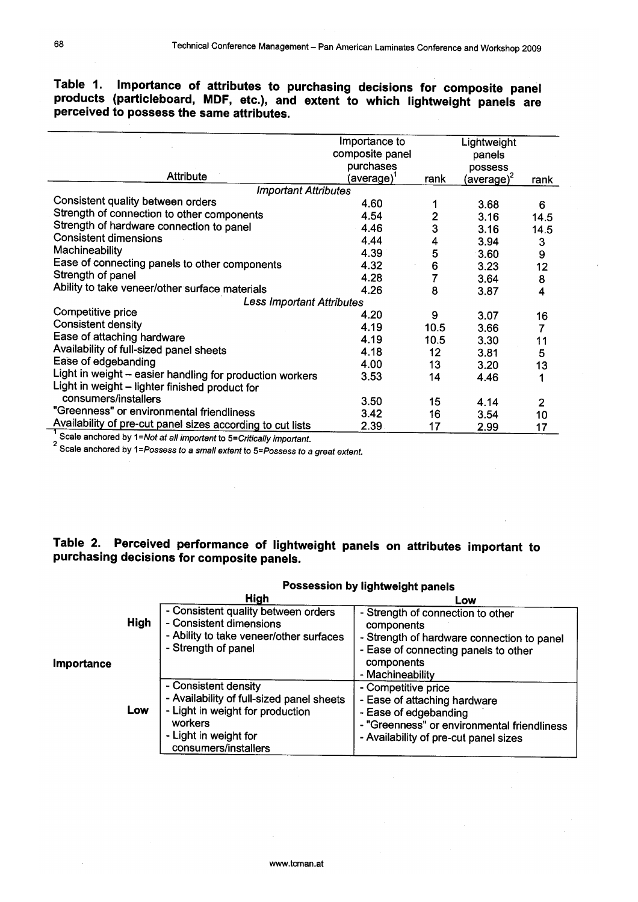**Table 1. Importance of attributes to purchasing decisions for composite panel products (particleboard, MDF, etc.), and extent to which lightweight panels are perceived to possess the same attributes.**

| Attribute | Importance to composite panel purchases (average)[1] | rank | Lightweight panels possess (average)[2] | rank |
|---|---|---|---|---|
| *Important Attributes* | | | | |
| Consistent quality between orders | 4.60 | 1 | 3.68 | 6 |
| Strength of connection to other components | 4.54 | 2 | 3.16 | 14.5 |
| Strength of hardware connection to panel | 4.46 | 3 | 3.16 | 14.5 |
| Consistent dimensions | 4.44 | 4 | 3.94 | 3 |
| Machineability | 4.39 | 5 | 3.60 | 9 |
| Ease of connecting panels to other components | 4.32 | 6 | 3.23 | 12 |
| Strength of panel | 4.28 | 7 | 3.64 | 8 |
| Ability to take veneer/other surface materials | 4.26 | 8 | 3.87 | 4 |
| *Less Important Attributes* | | | | |
| Competitive price | 4.20 | 9 | 3.07 | 16 |
| Consistent density | 4.19 | 10.5 | 3.66 | 7 |
| Ease of attaching hardware | 4.19 | 10.5 | 3.30 | 11 |
| Availability of full-sized panel sheets | 4.18 | 12 | 3.81 | 5 |
| Ease of edgebanding | 4.00 | 13 | 3.20 | 13 |
| Light in weight – easier handling for production workers | 3.53 | 14 | 4.46 | 1 |
| Light in weight – lighter finished product for consumers/installers | 3.50 | 15 | 4.14 | 2 |
| "Greenness" or environmental friendliness | 3.42 | 16 | 3.54 | 10 |
| Availability of pre-cut panel sizes according to cut lists | 2.39 | 17 | 2.99 | 17 |

[1] Scale anchored by 1=*Not at all important* to 5=*Critically important*.
[2] Scale anchored by 1=*Possess to a small extent* to 5=*Possess to a great extent*.

**Table 2. Perceived performance of lightweight panels on attributes important to purchasing decisions for composite panels.**

| | | Possession by lightweight panels: High | Possession by lightweight panels: Low |
|---|---|---|---|
| Importance | High | - Consistent quality between orders<br>- Consistent dimensions<br>- Ability to take veneer/other surfaces<br>- Strength of panel | - Strength of connection to other components<br>- Strength of hardware connection to panel<br>- Ease of connecting panels to other components<br>- Machineability |
| | Low | - Consistent density<br>- Availability of full-sized panel sheets<br>- Light in weight for production workers<br>- Light in weight for consumers/installers | - Competitive price<br>- Ease of attaching hardware<br>- Ease of edgebanding<br>- "Greenness" or environmental friendliness<br>- Availability of pre-cut panel sizes |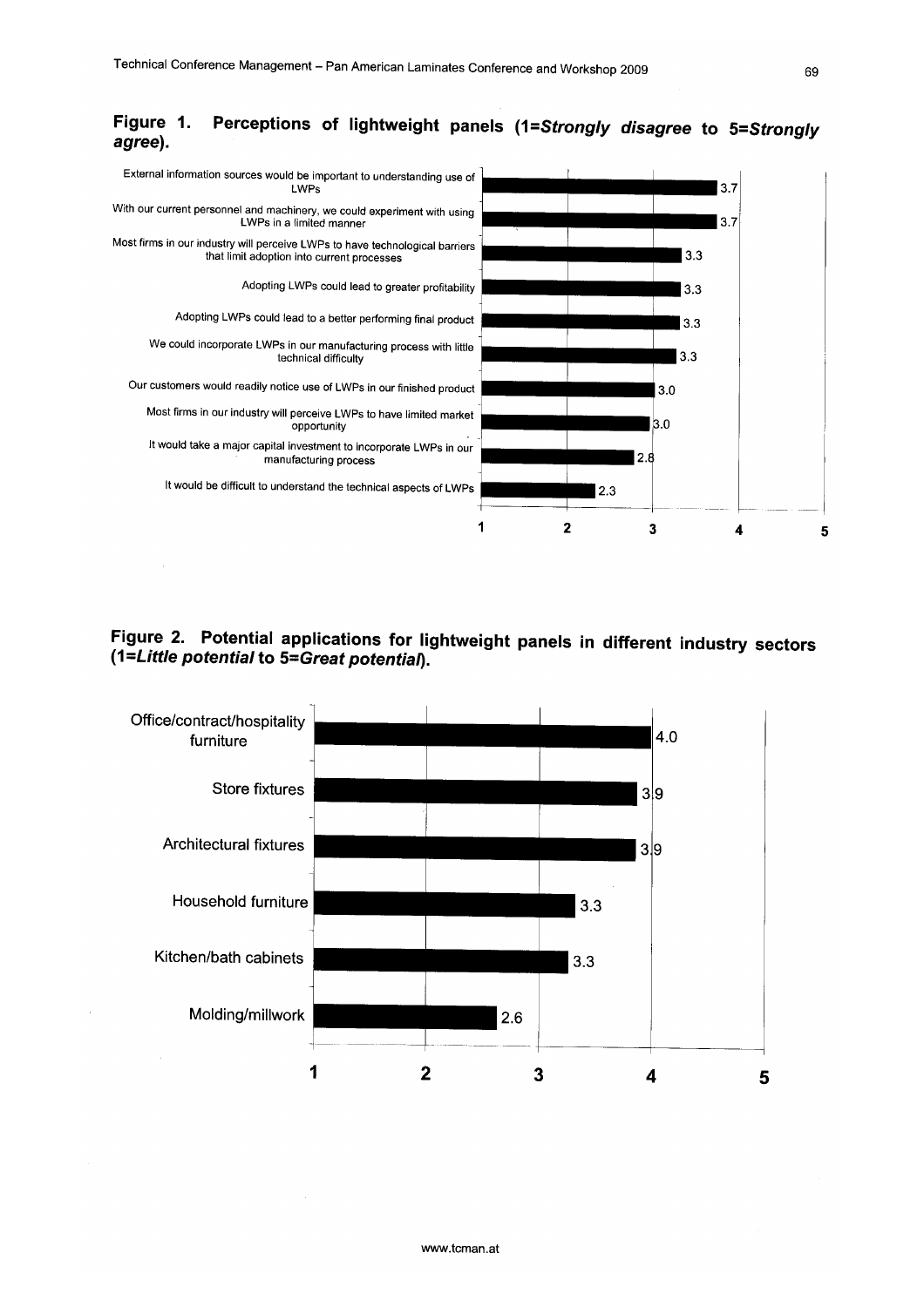**Figure 1. Perceptions of lightweight panels (1=*Strongly disagree* to 5=*Strongly agree*).**

| Statement | Mean |
| --- | --- |
| External information sources would be important to understanding use of LWPs | 3.7 |
| With our current personnel and machinery, we could experiment with using LWPs in a limited manner | 3.7 |
| Most firms in our industry will perceive LWPs to have technological barriers that limit adoption into current processes | 3.3 |
| Adopting LWPs could lead to greater profitability | 3.3 |
| Adopting LWPs could lead to a better performing final product | 3.3 |
| We could incorporate LWPs in our manufacturing process with little technical difficulty | 3.3 |
| Our customers would readily notice use of LWPs in our finished product | 3.0 |
| Most firms in our industry will perceive LWPs to have limited market opportunity | 3.0 |
| It would take a major capital investment to incorporate LWPs in our manufacturing process | 2.8 |
| It would be difficult to understand the technical aspects of LWPs | 2.3 |

**Figure 2. Potential applications for lightweight panels in different industry sectors (1=*Little potential* to 5=*Great potential*).**

| Sector | Mean |
| --- | --- |
| Office/contract/hospitality furniture | 4.0 |
| Store fixtures | 3.9 |
| Architectural fixtures | 3.9 |
| Household furniture | 3.3 |
| Kitchen/bath cabinets | 3.3 |
| Molding/millwork | 2.6 |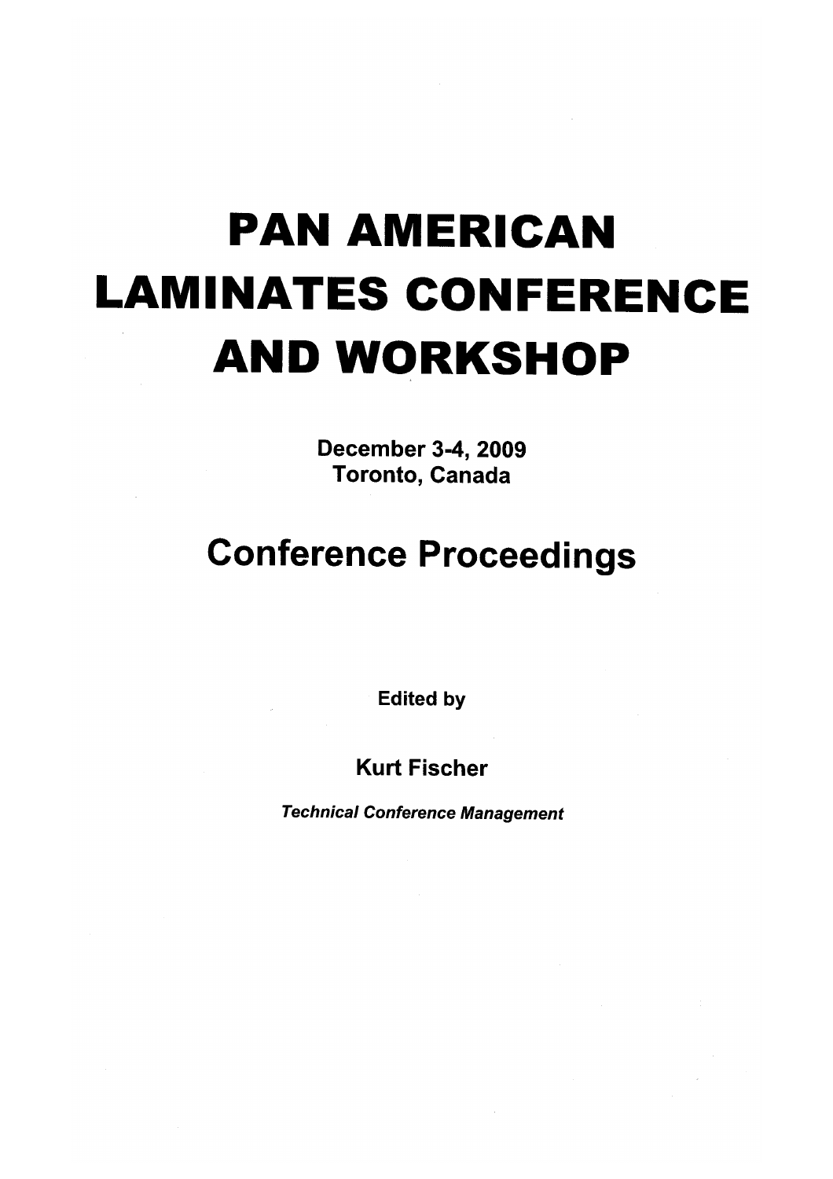# PAN AMERICAN LAMINATES CONFERENCE AND WORKSHOP

**December 3-4, 2009**
**Toronto, Canada**

## Conference Proceedings

**Edited by**

**Kurt Fischer**

***Technical Conference Management***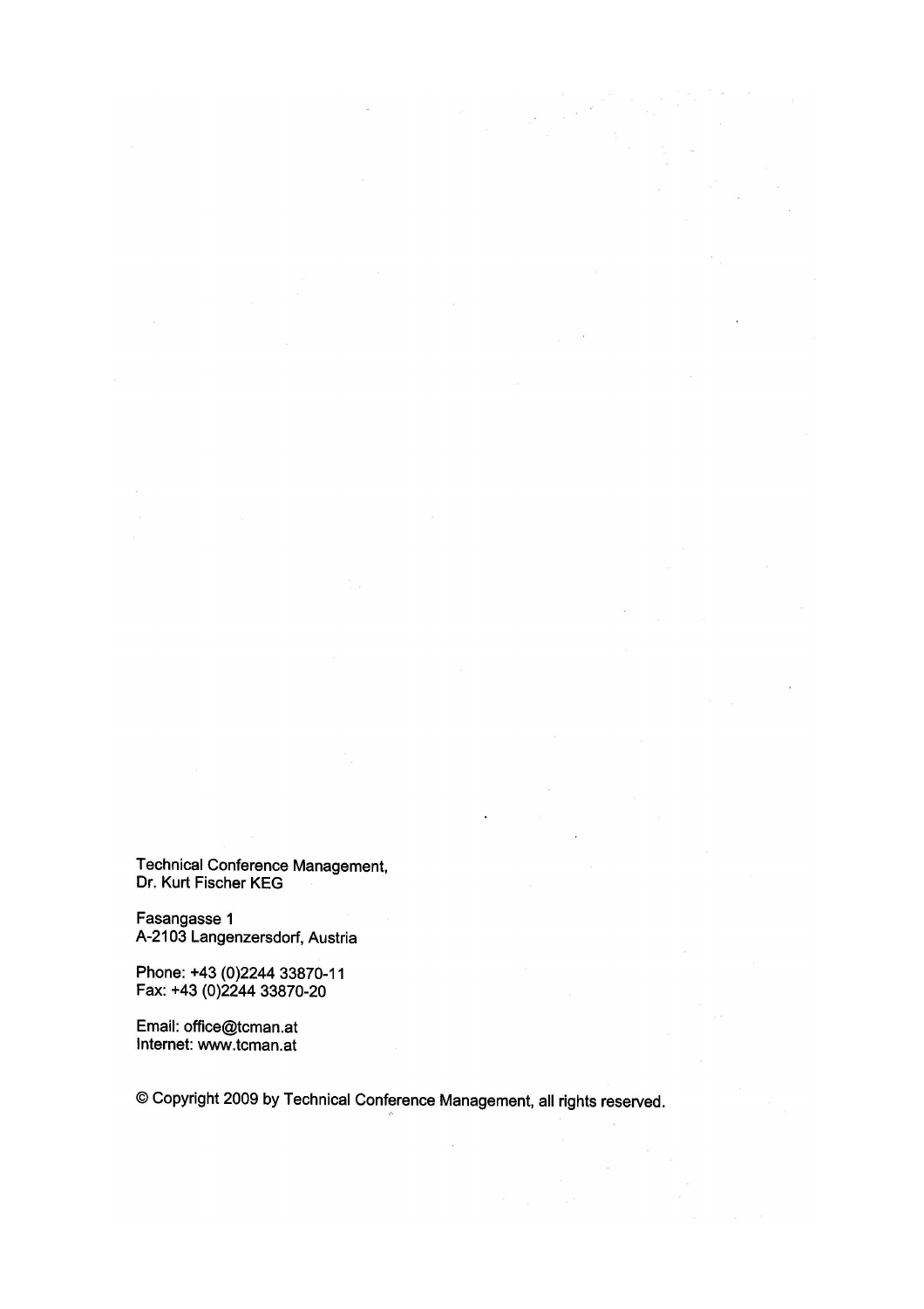Technical Conference Management,
Dr. Kurt Fischer KEG

Fasangasse 1
A-2103 Langenzersdorf, Austria

Phone: +43 (0)2244 33870-11
Fax: +43 (0)2244 33870-20

Email: office@tcman.at
Internet: www.tcman.at

© Copyright 2009 by Technical Conference Management, all rights reserved.